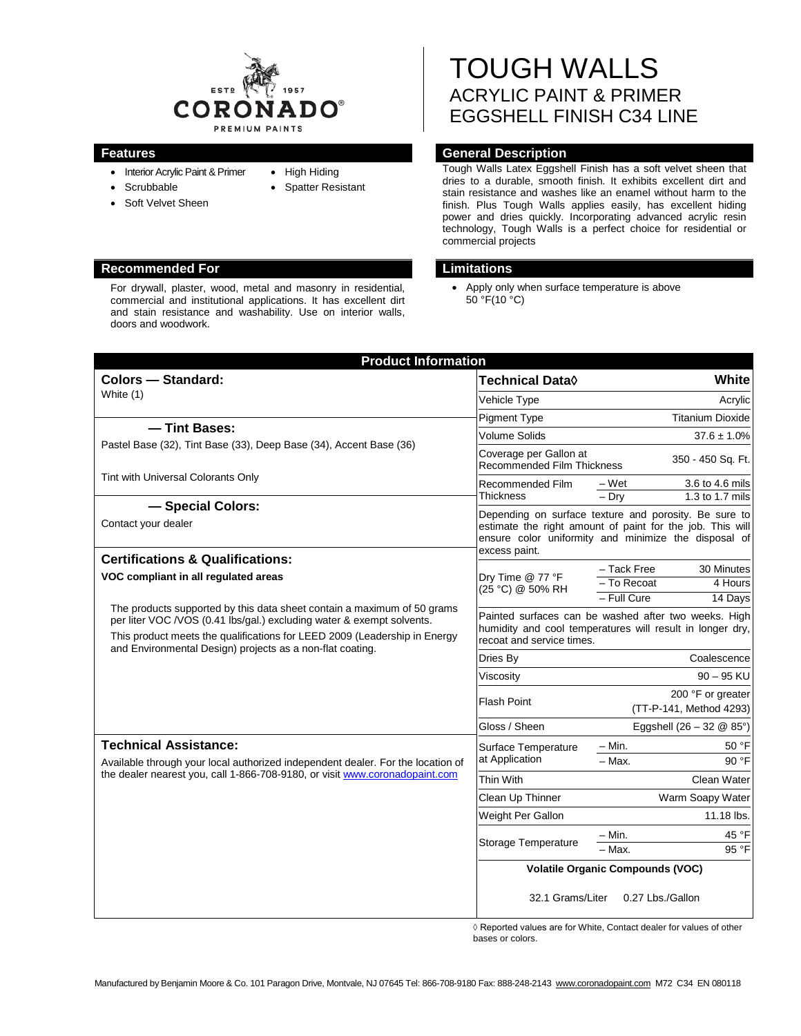ESTD 1957
CORONADO®
PREMIUM PAINTS

# TOUGH WALLS
## ACRYLIC PAINT & PRIMER
## EGGSHELL FINISH C34 LINE

### Features

- Interior Acrylic Paint & Primer
- Scrubbable
- Soft Velvet Sheen
- High Hiding
- Spatter Resistant

### General Description

Tough Walls Latex Eggshell Finish has a soft velvet sheen that dries to a durable, smooth finish. It exhibits excellent dirt and stain resistance and washes like an enamel without harm to the finish. Plus Tough Walls applies easily, has excellent hiding power and dries quickly. Incorporating advanced acrylic resin technology, Tough Walls is a perfect choice for residential or commercial projects

### Recommended For

For drywall, plaster, wood, metal and masonry in residential, commercial and institutional applications. It has excellent dirt and stain resistance and washability. Use on interior walls, doors and woodwork.

### Limitations

- Apply only when surface temperature is above 50 °F(10 °C)

## Product Information

### Colors — Standard:

White (1)

### — Tint Bases:

Pastel Base (32), Tint Base (33), Deep Base (34), Accent Base (36)

Tint with Universal Colorants Only

### — Special Colors:

Contact your dealer

### Certifications & Qualifications:

**VOC compliant in all regulated areas**

The products supported by this data sheet contain a maximum of 50 grams per liter VOC /VOS (0.41 lbs/gal.) excluding water & exempt solvents.
This product meets the qualifications for LEED 2009 (Leadership in Energy and Environmental Design) projects as a non-flat coating.

### Technical Assistance:

Available through your local authorized independent dealer. For the location of the dealer nearest you, call 1-866-708-9180, or visit www.coronadopaint.com

| Technical Data◊ | | White |
|---|---|---|
| Vehicle Type | | Acrylic |
| Pigment Type | | Titanium Dioxide |
| Volume Solids | | 37.6 ± 1.0% |
| Coverage per Gallon at Recommended Film Thickness | | 350 - 450 Sq. Ft. |
| Recommended Film Thickness | – Wet | 3.6 to 4.6 mils |
| | – Dry | 1.3 to 1.7 mils |
| Depending on surface texture and porosity. Be sure to estimate the right amount of paint for the job. This will ensure color uniformity and minimize the disposal of excess paint. | | |
| Dry Time @ 77 °F (25 °C) @ 50% RH | – Tack Free | 30 Minutes |
| | – To Recoat | 4 Hours |
| | – Full Cure | 14 Days |
| Painted surfaces can be washed after two weeks. High humidity and cool temperatures will result in longer dry, recoat and service times. | | |
| Dries By | | Coalescence |
| Viscosity | | 90 – 95 KU |
| Flash Point | | 200 °F or greater (TT-P-141, Method 4293) |
| Gloss / Sheen | | Eggshell (26 – 32 @ 85°) |
| Surface Temperature at Application | – Min. | 50 °F |
| | – Max. | 90 °F |
| Thin With | | Clean Water |
| Clean Up Thinner | | Warm Soapy Water |
| Weight Per Gallon | | 11.18 lbs. |
| Storage Temperature | – Min. | 45 °F |
| | – Max. | 95 °F |
| Volatile Organic Compounds (VOC) | | |
| 32.1 Grams/Liter | | 0.27 Lbs./Gallon |

◊ Reported values are for White, Contact dealer for values of other bases or colors.

Manufactured by Benjamin Moore & Co. 101 Paragon Drive, Montvale, NJ 07645 Tel: 866-708-9180 Fax: 888-248-2143 www.coronadopaint.com M72 C34 EN 080118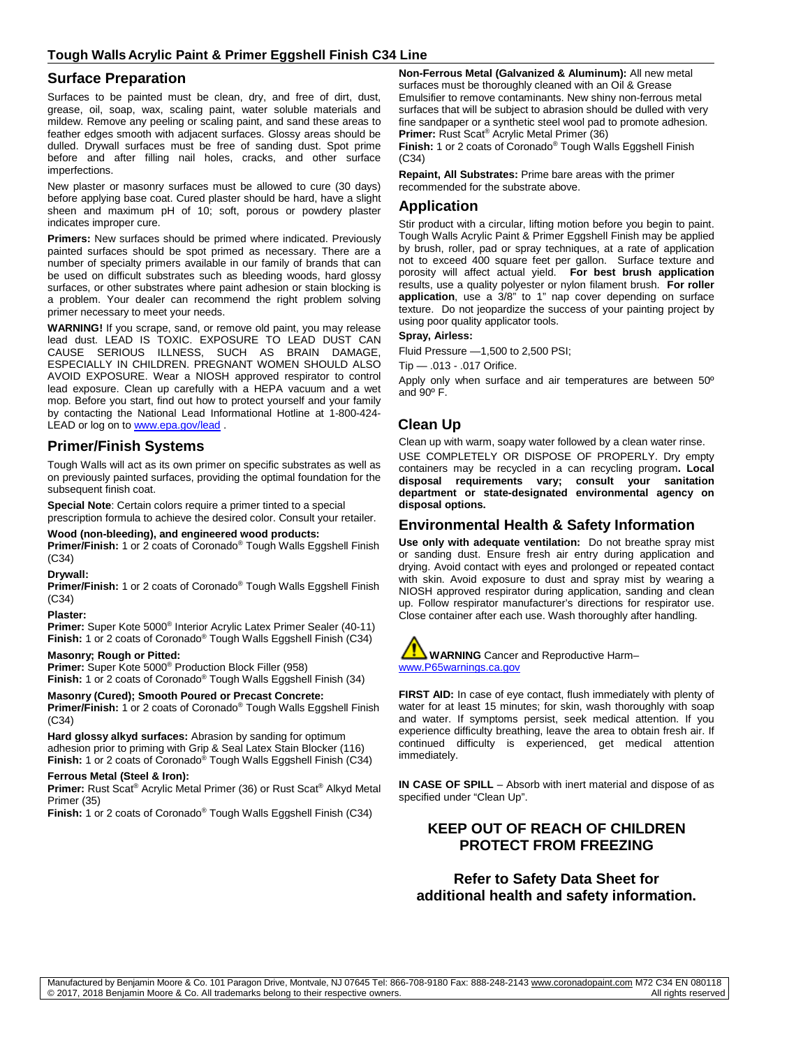# Tough Walls Acrylic Paint & Primer Eggshell Finish C34 Line

## Surface Preparation

Surfaces to be painted must be clean, dry, and free of dirt, dust, grease, oil, soap, wax, scaling paint, water soluble materials and mildew. Remove any peeling or scaling paint, and sand these areas to feather edges smooth with adjacent surfaces. Glossy areas should be dulled. Drywall surfaces must be free of sanding dust. Spot prime before and after filling nail holes, cracks, and other surface imperfections.

New plaster or masonry surfaces must be allowed to cure (30 days) before applying base coat. Cured plaster should be hard, have a slight sheen and maximum pH of 10; soft, porous or powdery plaster indicates improper cure.

**Primers:** New surfaces should be primed where indicated. Previously painted surfaces should be spot primed as necessary. There are a number of specialty primers available in our family of brands that can be used on difficult substrates such as bleeding woods, hard glossy surfaces, or other substrates where paint adhesion or stain blocking is a problem. Your dealer can recommend the right problem solving primer necessary to meet your needs.

**WARNING!** If you scrape, sand, or remove old paint, you may release lead dust. LEAD IS TOXIC. EXPOSURE TO LEAD DUST CAN CAUSE SERIOUS ILLNESS, SUCH AS BRAIN DAMAGE, ESPECIALLY IN CHILDREN. PREGNANT WOMEN SHOULD ALSO AVOID EXPOSURE. Wear a NIOSH approved respirator to control lead exposure. Clean up carefully with a HEPA vacuum and a wet mop. Before you start, find out how to protect yourself and your family by contacting the National Lead Informational Hotline at 1-800-424-LEAD or log on to www.epa.gov/lead .

## Primer/Finish Systems

Tough Walls will act as its own primer on specific substrates as well as on previously painted surfaces, providing the optimal foundation for the subsequent finish coat.

**Special Note**: Certain colors require a primer tinted to a special prescription formula to achieve the desired color. Consult your retailer.

**Wood (non-bleeding), and engineered wood products:**
**Primer/Finish:** 1 or 2 coats of Coronado® Tough Walls Eggshell Finish (C34)

**Drywall:**
**Primer/Finish:** 1 or 2 coats of Coronado® Tough Walls Eggshell Finish (C34)

**Plaster:**
**Primer:** Super Kote 5000® Interior Acrylic Latex Primer Sealer (40-11)
**Finish:** 1 or 2 coats of Coronado® Tough Walls Eggshell Finish (C34)

**Masonry; Rough or Pitted:**
**Primer:** Super Kote 5000® Production Block Filler (958)
**Finish:** 1 or 2 coats of Coronado® Tough Walls Eggshell Finish (34)

**Masonry (Cured); Smooth Poured or Precast Concrete:**
**Primer/Finish:** 1 or 2 coats of Coronado® Tough Walls Eggshell Finish (C34)

**Hard glossy alkyd surfaces:** Abrasion by sanding for optimum adhesion prior to priming with Grip & Seal Latex Stain Blocker (116)
**Finish:** 1 or 2 coats of Coronado® Tough Walls Eggshell Finish (C34)

**Ferrous Metal (Steel & Iron):**
**Primer:** Rust Scat® Acrylic Metal Primer (36) or Rust Scat® Alkyd Metal Primer (35)
**Finish:** 1 or 2 coats of Coronado® Tough Walls Eggshell Finish (C34)

**Non-Ferrous Metal (Galvanized & Aluminum):** All new metal surfaces must be thoroughly cleaned with an Oil & Grease Emulsifier to remove contaminants. New shiny non-ferrous metal surfaces that will be subject to abrasion should be dulled with very fine sandpaper or a synthetic steel wool pad to promote adhesion.
**Primer:** Rust Scat® Acrylic Metal Primer (36)
**Finish:** 1 or 2 coats of Coronado® Tough Walls Eggshell Finish (C34)

**Repaint, All Substrates:** Prime bare areas with the primer recommended for the substrate above.

## Application

Stir product with a circular, lifting motion before you begin to paint. Tough Walls Acrylic Paint & Primer Eggshell Finish may be applied by brush, roller, pad or spray techniques, at a rate of application not to exceed 400 square feet per gallon. Surface texture and porosity will affect actual yield. **For best brush application** results, use a quality polyester or nylon filament brush. **For roller application**, use a 3/8" to 1" nap cover depending on surface texture. Do not jeopardize the success of your painting project by using poor quality applicator tools.

**Spray, Airless:**

Fluid Pressure —1,500 to 2,500 PSI;

Tip — .013 - .017 Orifice.

Apply only when surface and air temperatures are between 50º and 90º F.

## Clean Up

Clean up with warm, soapy water followed by a clean water rinse.

USE COMPLETELY OR DISPOSE OF PROPERLY. Dry empty containers may be recycled in a can recycling program**. Local disposal requirements vary; consult your sanitation department or state-designated environmental agency on disposal options.**

## Environmental Health & Safety Information

**Use only with adequate ventilation:** Do not breathe spray mist or sanding dust. Ensure fresh air entry during application and drying. Avoid contact with eyes and prolonged or repeated contact with skin. Avoid exposure to dust and spray mist by wearing a NIOSH approved respirator during application, sanding and clean up. Follow respirator manufacturer's directions for respirator use. Close container after each use. Wash thoroughly after handling.

**WARNING** Cancer and Reproductive Harm– www.P65warnings.ca.gov

**FIRST AID:** In case of eye contact, flush immediately with plenty of water for at least 15 minutes; for skin, wash thoroughly with soap and water. If symptoms persist, seek medical attention. If you experience difficulty breathing, leave the area to obtain fresh air. If continued difficulty is experienced, get medical attention immediately.

**IN CASE OF SPILL** – Absorb with inert material and dispose of as specified under "Clean Up".

**KEEP OUT OF REACH OF CHILDREN**
**PROTECT FROM FREEZING**

**Refer to Safety Data Sheet for additional health and safety information.**

Manufactured by Benjamin Moore & Co. 101 Paragon Drive, Montvale, NJ 07645 Tel: 866-708-9180 Fax: 888-248-2143 www.coronadopaint.com M72 C34 EN 080118
© 2017, 2018 Benjamin Moore & Co. All trademarks belong to their respective owners. All rights reserved